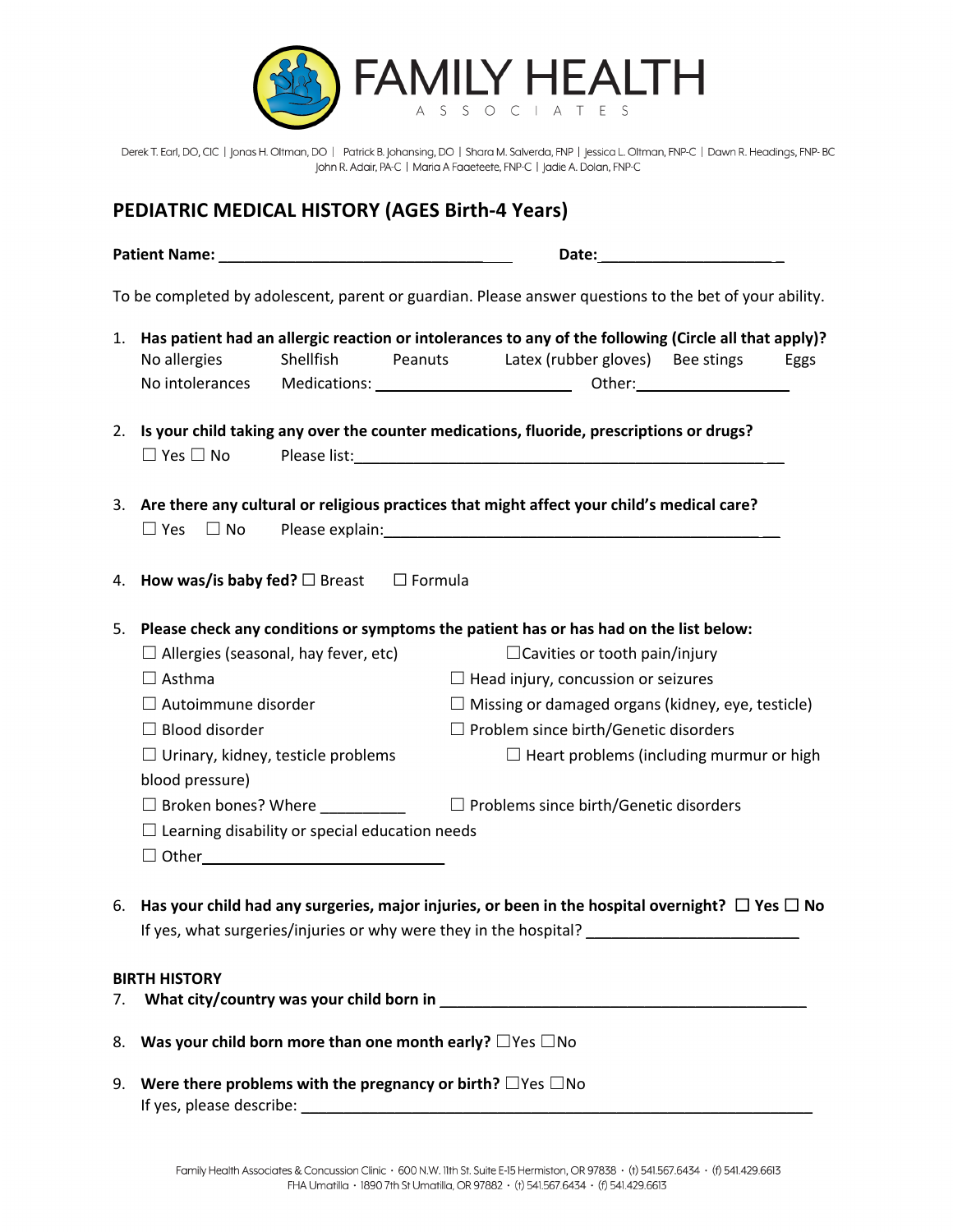# FAMILY HEALTH ASSOCIATES

Derek T. Earl, DO, CIC | Jonas H. Oltman, DO | Patrick B. Johansing, DO | Shara M. Salverda, FNP | Jessica L. Oltman, FNP-C | Dawn R. Headings, FNP- BC
John R. Adair, PA-C | Maria A Faaeteete, FNP-C | Jadie A. Dolan, FNP-C

## PEDIATRIC MEDICAL HISTORY (AGES Birth-4 Years)

**Patient Name:** ______________________________________ **Date:**_______________________

To be completed by adolescent, parent or guardian. Please answer questions to the bet of your ability.

1. **Has patient had an allergic reaction or intolerances to any of the following (Circle all that apply)?**
   No allergies   Shellfish   Peanuts   Latex (rubber gloves)   Bee stings   Eggs
   No intolerances   Medications: ____________________   Other:________________

2. **Is your child taking any over the counter medications, fluoride, prescriptions or drugs?**
   ☐ Yes ☐ No   Please list:_____________________________________________

3. **Are there any cultural or religious practices that might affect your child's medical care?**
   ☐ Yes ☐ No   Please explain:__________________________________________

4. **How was/is baby fed?** ☐ Breast ☐ Formula

5. **Please check any conditions or symptoms the patient has or has had on the list below:**
   ☐ Allergies (seasonal, hay fever, etc)
   ☐Cavities or tooth pain/injury
   ☐ Asthma
   ☐ Head injury, concussion or seizures
   ☐ Autoimmune disorder
   ☐ Missing or damaged organs (kidney, eye, testicle)
   ☐ Blood disorder
   ☐ Problem since birth/Genetic disorders
   ☐ Urinary, kidney, testicle problems
   ☐ Heart problems (including murmur or high blood pressure)
   ☐ Broken bones? Where __________
   ☐ Problems since birth/Genetic disorders
   ☐ Learning disability or special education needs
   ☐ Other___________________________

6. **Has your child had any surgeries, major injuries, or been in the hospital overnight?** ☐ **Yes** ☐ **No**
   If yes, what surgeries/injuries or why were they in the hospital? ________________________

**BIRTH HISTORY**

7. **What city/country was your child born in** ___________________________________________

8. **Was your child born more than one month early?** ☐Yes ☐No

9. **Were there problems with the pregnancy or birth?** ☐Yes ☐No
   If yes, please describe: ____________________________________________________________

Family Health Associates & Concussion Clinic • 600 N.W. 11th St. Suite E-15 Hermiston, OR 97838 • (t) 541.567.6434 • (f) 541.429.6613
FHA Umatilla • 1890 7th St Umatilla, OR 97882 • (t) 541.567.6434 • (f) 541.429.6613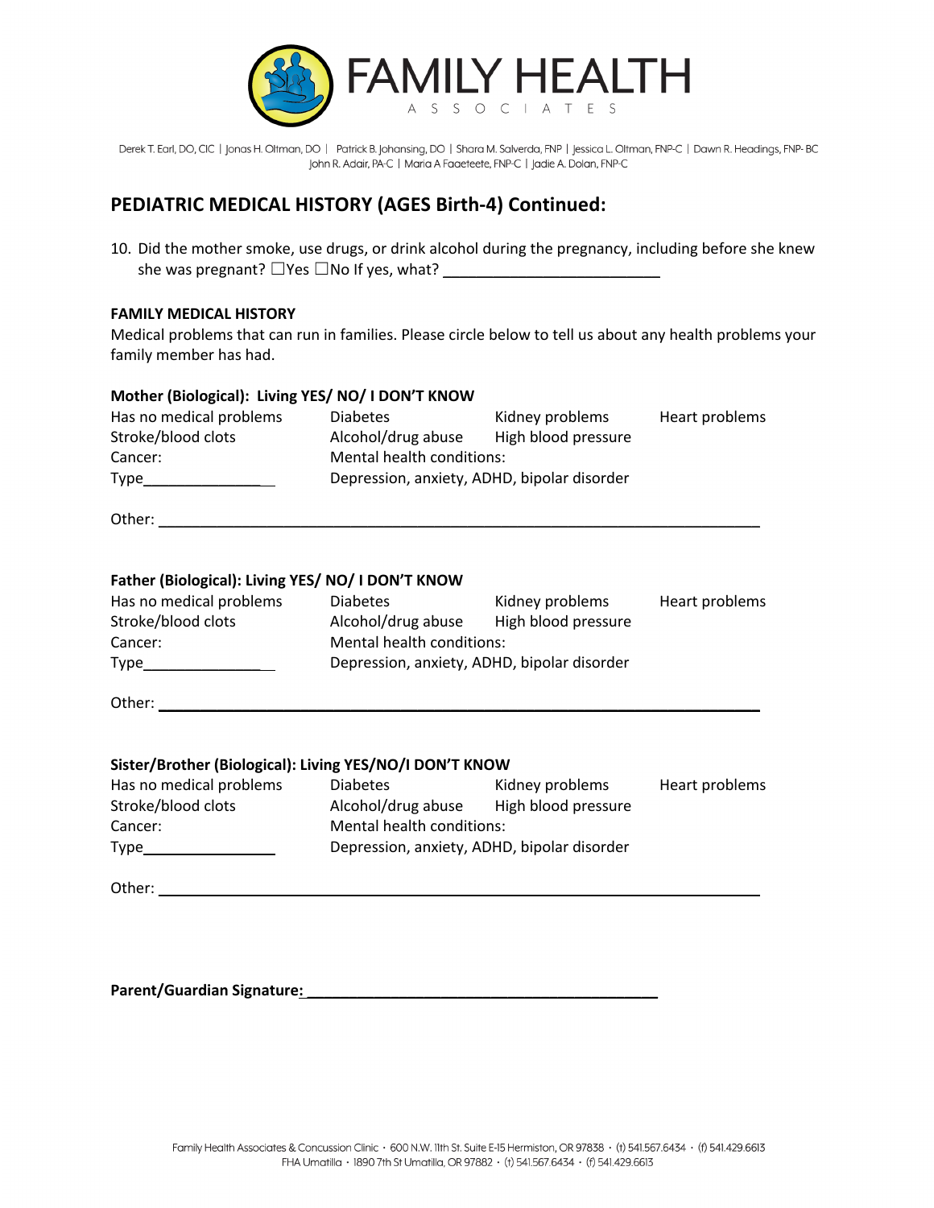# FAMILY HEALTH ASSOCIATES

Derek T. Earl, DO, CIC | Jonas H. Oltman, DO | Patrick B. Johansing, DO | Shara M. Salverda, FNP | Jessica L. Oltman, FNP-C | Dawn R. Headings, FNP- BC
John R. Adair, PA-C | Maria A Faaeteete, FNP-C | Jadie A. Dolan, FNP-C

## PEDIATRIC MEDICAL HISTORY (AGES Birth-4) Continued:

10. Did the mother smoke, use drugs, or drink alcohol during the pregnancy, including before she knew she was pregnant? ☐Yes ☐No If yes, what? ___________________________

### FAMILY MEDICAL HISTORY

Medical problems that can run in families. Please circle below to tell us about any health problems your family member has had.

**Mother (Biological): Living YES/ NO/ I DON'T KNOW**

| | | | |
|---|---|---|---|
| Has no medical problems | Diabetes | Kidney problems | Heart problems |
| Stroke/blood clots | Alcohol/drug abuse | High blood pressure | |
| Cancer: | Mental health conditions: | | |
| Type________________ | Depression, anxiety, ADHD, bipolar disorder | | |

Other: ______________________________________________________________________________

**Father (Biological): Living YES/ NO/ I DON'T KNOW**

| | | | |
|---|---|---|---|
| Has no medical problems | Diabetes | Kidney problems | Heart problems |
| Stroke/blood clots | Alcohol/drug abuse | High blood pressure | |
| Cancer: | Mental health conditions: | | |
| Type________________ | Depression, anxiety, ADHD, bipolar disorder | | |

Other: ______________________________________________________________________________

**Sister/Brother (Biological): Living YES/NO/I DON'T KNOW**

| | | | |
|---|---|---|---|
| Has no medical problems | Diabetes | Kidney problems | Heart problems |
| Stroke/blood clots | Alcohol/drug abuse | High blood pressure | |
| Cancer: | Mental health conditions: | | |
| Type________________ | Depression, anxiety, ADHD, bipolar disorder | | |

Other: ______________________________________________________________________________

**Parent/Guardian Signature:** ____________________________________________

Family Health Associates & Concussion Clinic • 600 N.W. 11th St. Suite E-15 Hermiston, OR 97838 • (t) 541.567.6434 • (f) 541.429.6613
FHA Umatilla • 1890 7th St Umatilla, OR 97882 • (t) 541.567.6434 • (f) 541.429.6613